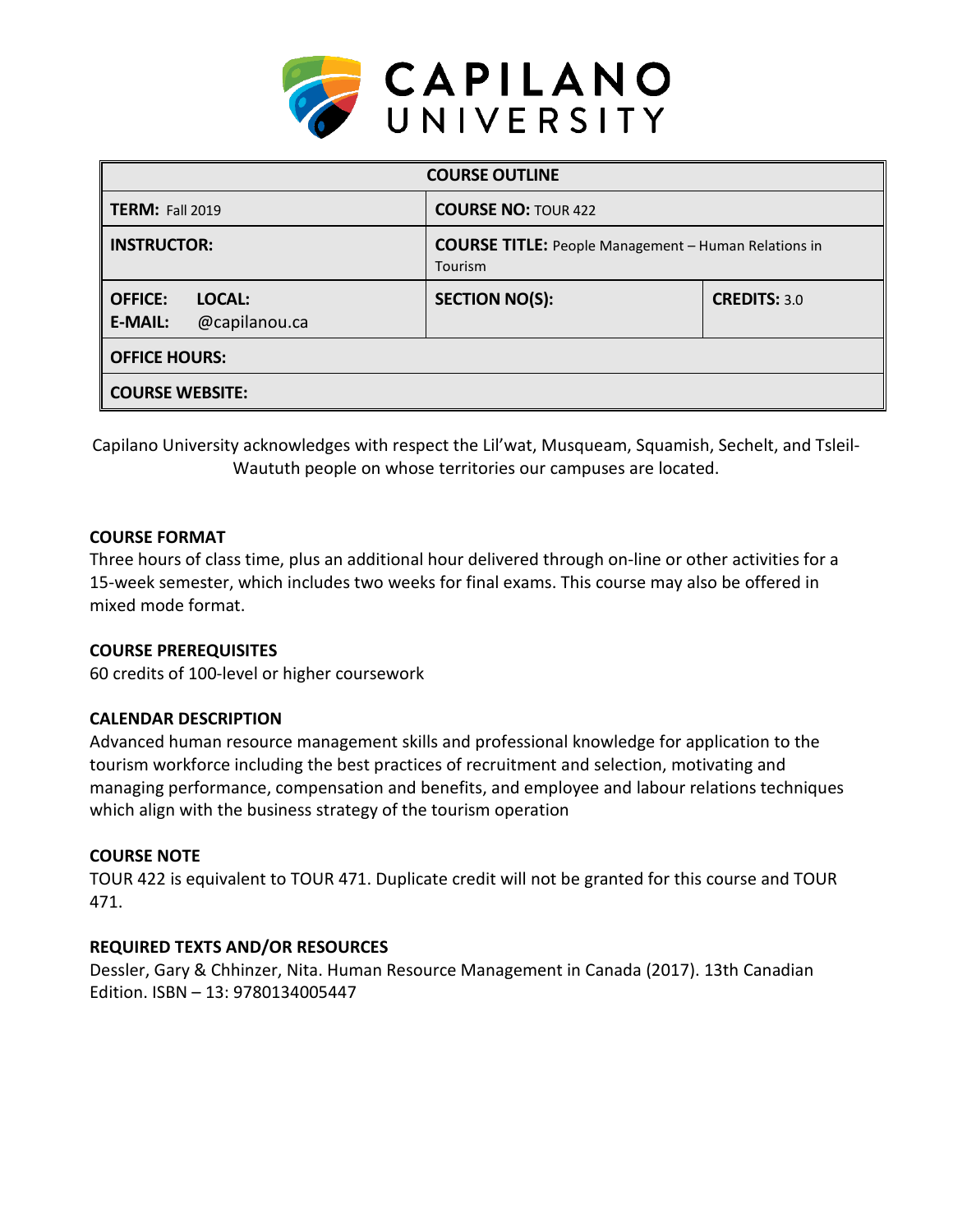# CAPILANO UNIVERSITY

| COURSE OUTLINE | | |
|---|---|---|
| **TERM:** Fall 2019 | **COURSE NO:** TOUR 422 | |
| **INSTRUCTOR:** | **COURSE TITLE:** People Management – Human Relations in Tourism | |
| **OFFICE:** **LOCAL:** <br> **E-MAIL:** @capilanou.ca | **SECTION NO(S):** | **CREDITS:** 3.0 |
| **OFFICE HOURS:** | | |
| **COURSE WEBSITE:** | | |

Capilano University acknowledges with respect the Lil'wat, Musqueam, Squamish, Sechelt, and Tsleil-Waututh people on whose territories our campuses are located.

### COURSE FORMAT

Three hours of class time, plus an additional hour delivered through on-line or other activities for a 15-week semester, which includes two weeks for final exams. This course may also be offered in mixed mode format.

### COURSE PREREQUISITES

60 credits of 100-level or higher coursework

### CALENDAR DESCRIPTION

Advanced human resource management skills and professional knowledge for application to the tourism workforce including the best practices of recruitment and selection, motivating and managing performance, compensation and benefits, and employee and labour relations techniques which align with the business strategy of the tourism operation

### COURSE NOTE

TOUR 422 is equivalent to TOUR 471. Duplicate credit will not be granted for this course and TOUR 471.

### REQUIRED TEXTS AND/OR RESOURCES

Dessler, Gary & Chhinzer, Nita. Human Resource Management in Canada (2017). 13th Canadian Edition. ISBN – 13: 9780134005447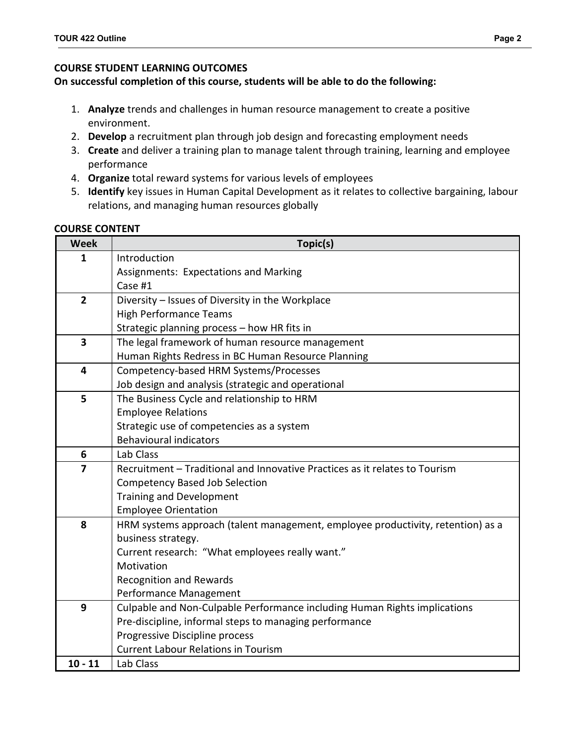## COURSE STUDENT LEARNING OUTCOMES

**On successful completion of this course, students will be able to do the following:**

1. **Analyze** trends and challenges in human resource management to create a positive environment.
2. **Develop** a recruitment plan through job design and forecasting employment needs
3. **Create** and deliver a training plan to manage talent through training, learning and employee performance
4. **Organize** total reward systems for various levels of employees
5. **Identify** key issues in Human Capital Development as it relates to collective bargaining, labour relations, and managing human resources globally

## COURSE CONTENT

| Week | Topic(s) |
|---|---|
| **1** | Introduction<br>Assignments: Expectations and Marking<br>Case #1 |
| **2** | Diversity – Issues of Diversity in the Workplace<br>High Performance Teams<br>Strategic planning process – how HR fits in |
| **3** | The legal framework of human resource management<br>Human Rights Redress in BC Human Resource Planning |
| **4** | Competency-based HRM Systems/Processes<br>Job design and analysis (strategic and operational |
| **5** | The Business Cycle and relationship to HRM<br>Employee Relations<br>Strategic use of competencies as a system<br>Behavioural indicators |
| **6** | Lab Class |
| **7** | Recruitment – Traditional and Innovative Practices as it relates to Tourism<br>Competency Based Job Selection<br>Training and Development<br>Employee Orientation |
| **8** | HRM systems approach (talent management, employee productivity, retention) as a business strategy.<br>Current research: "What employees really want."<br>Motivation<br>Recognition and Rewards<br>Performance Management |
| **9** | Culpable and Non-Culpable Performance including Human Rights implications<br>Pre-discipline, informal steps to managing performance<br>Progressive Discipline process<br>Current Labour Relations in Tourism |
| **10 - 11** | Lab Class |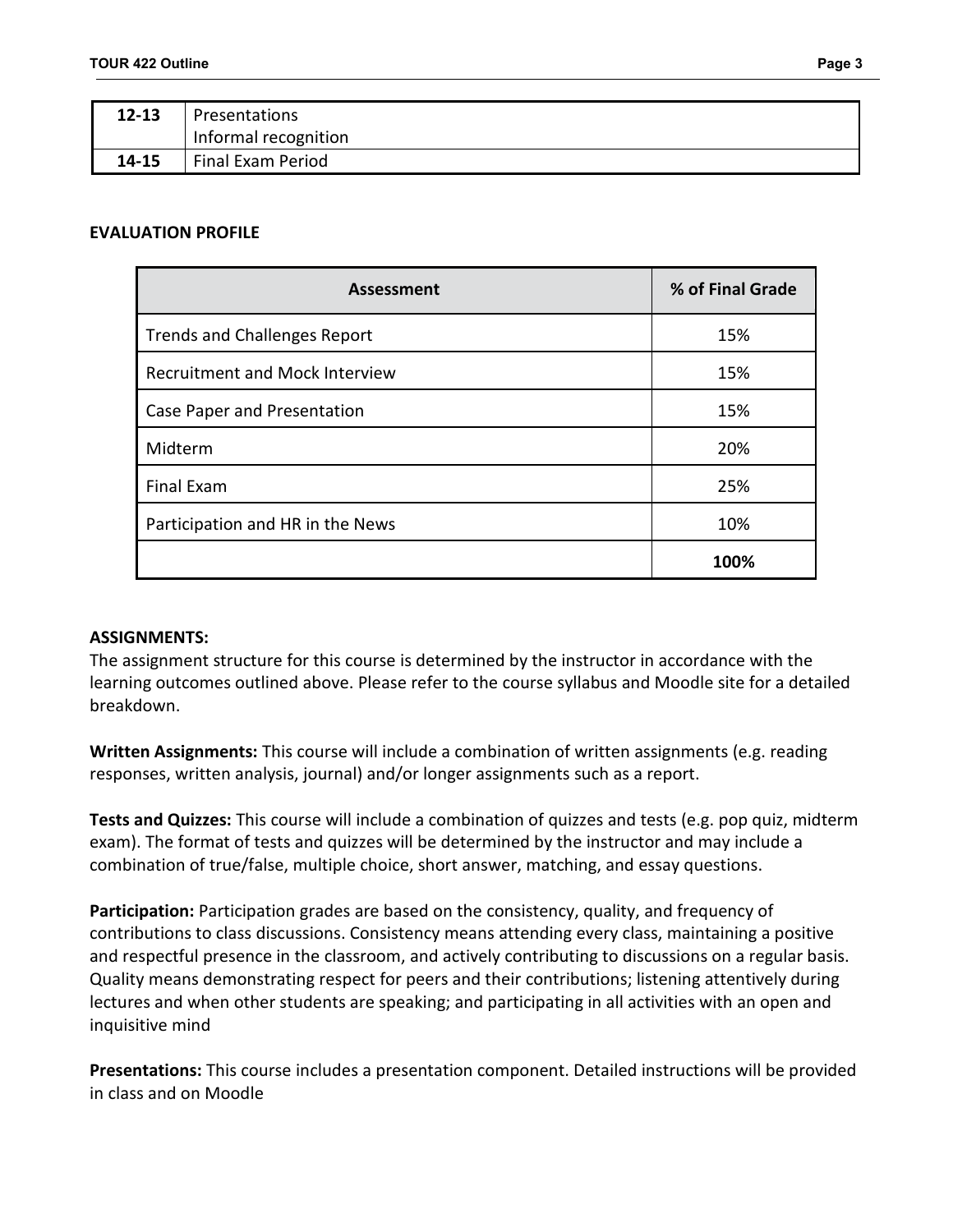| 12-13 | Presentations<br>Informal recognition |
| --- | --- |
| 14-15 | Final Exam Period |

**EVALUATION PROFILE**

| Assessment | % of Final Grade |
| --- | --- |
| Trends and Challenges Report | 15% |
| Recruitment and Mock Interview | 15% |
| Case Paper and Presentation | 15% |
| Midterm | 20% |
| Final Exam | 25% |
| Participation and HR in the News | 10% |
| | **100%** |

**ASSIGNMENTS:**

The assignment structure for this course is determined by the instructor in accordance with the learning outcomes outlined above. Please refer to the course syllabus and Moodle site for a detailed breakdown.

**Written Assignments:** This course will include a combination of written assignments (e.g. reading responses, written analysis, journal) and/or longer assignments such as a report.

**Tests and Quizzes:** This course will include a combination of quizzes and tests (e.g. pop quiz, midterm exam). The format of tests and quizzes will be determined by the instructor and may include a combination of true/false, multiple choice, short answer, matching, and essay questions.

**Participation:** Participation grades are based on the consistency, quality, and frequency of contributions to class discussions. Consistency means attending every class, maintaining a positive and respectful presence in the classroom, and actively contributing to discussions on a regular basis. Quality means demonstrating respect for peers and their contributions; listening attentively during lectures and when other students are speaking; and participating in all activities with an open and inquisitive mind

**Presentations:** This course includes a presentation component. Detailed instructions will be provided in class and on Moodle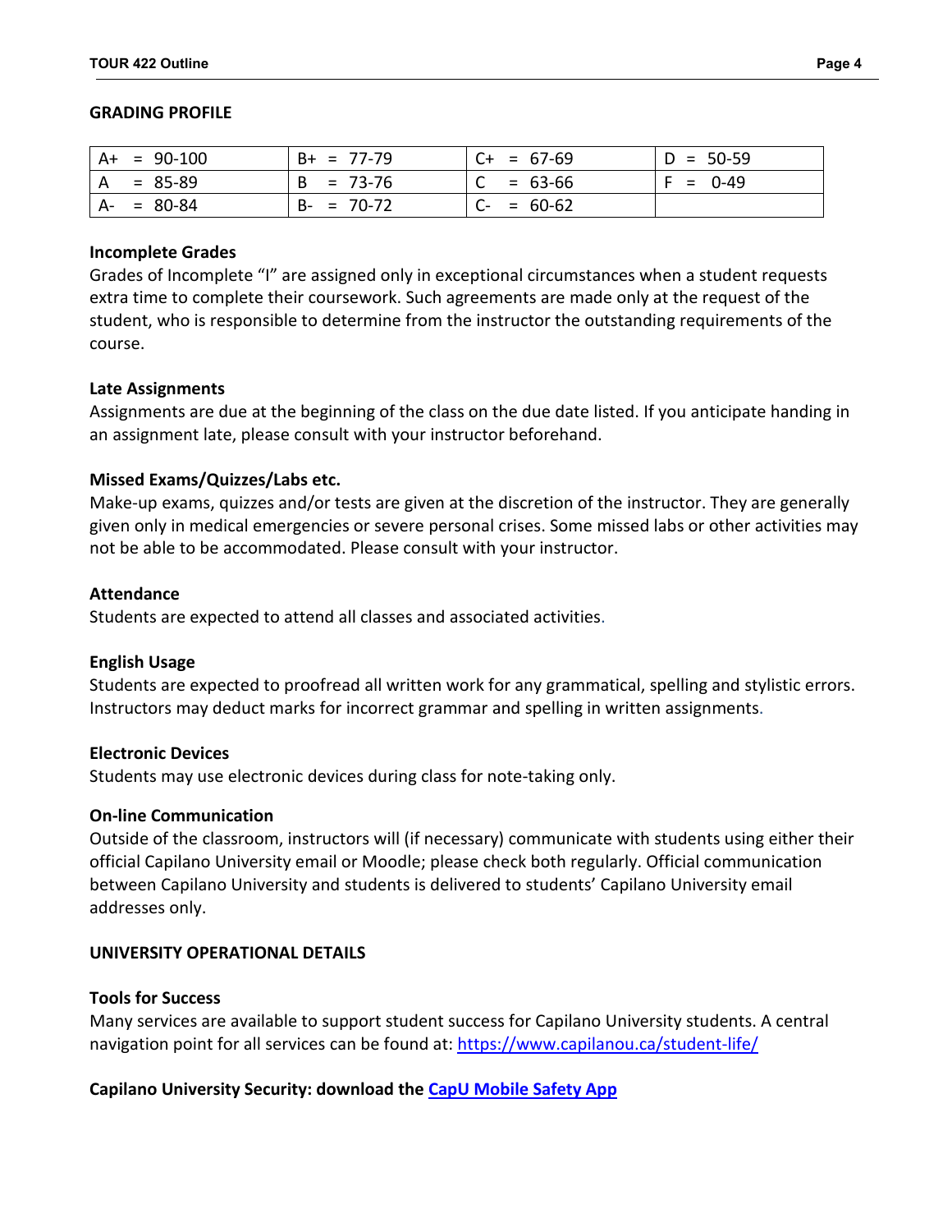## GRADING PROFILE

| | | | |
|---|---|---|---|
| A+ = 90-100 | B+ = 77-79 | C+ = 67-69 | D = 50-59 |
| A = 85-89 | B = 73-76 | C = 63-66 | F = 0-49 |
| A- = 80-84 | B- = 70-72 | C- = 60-62 | |

### Incomplete Grades

Grades of Incomplete "I" are assigned only in exceptional circumstances when a student requests extra time to complete their coursework. Such agreements are made only at the request of the student, who is responsible to determine from the instructor the outstanding requirements of the course.

### Late Assignments

Assignments are due at the beginning of the class on the due date listed. If you anticipate handing in an assignment late, please consult with your instructor beforehand.

### Missed Exams/Quizzes/Labs etc.

Make-up exams, quizzes and/or tests are given at the discretion of the instructor. They are generally given only in medical emergencies or severe personal crises. Some missed labs or other activities may not be able to be accommodated. Please consult with your instructor.

### Attendance

Students are expected to attend all classes and associated activities.

### English Usage

Students are expected to proofread all written work for any grammatical, spelling and stylistic errors. Instructors may deduct marks for incorrect grammar and spelling in written assignments.

### Electronic Devices

Students may use electronic devices during class for note-taking only.

### On-line Communication

Outside of the classroom, instructors will (if necessary) communicate with students using either their official Capilano University email or Moodle; please check both regularly. Official communication between Capilano University and students is delivered to students' Capilano University email addresses only.

## UNIVERSITY OPERATIONAL DETAILS

### Tools for Success

Many services are available to support student success for Capilano University students. A central navigation point for all services can be found at: [https://www.capilanou.ca/student-life/](https://www.capilanou.ca/student-life/)

### Capilano University Security: download the [CapU Mobile Safety App](#)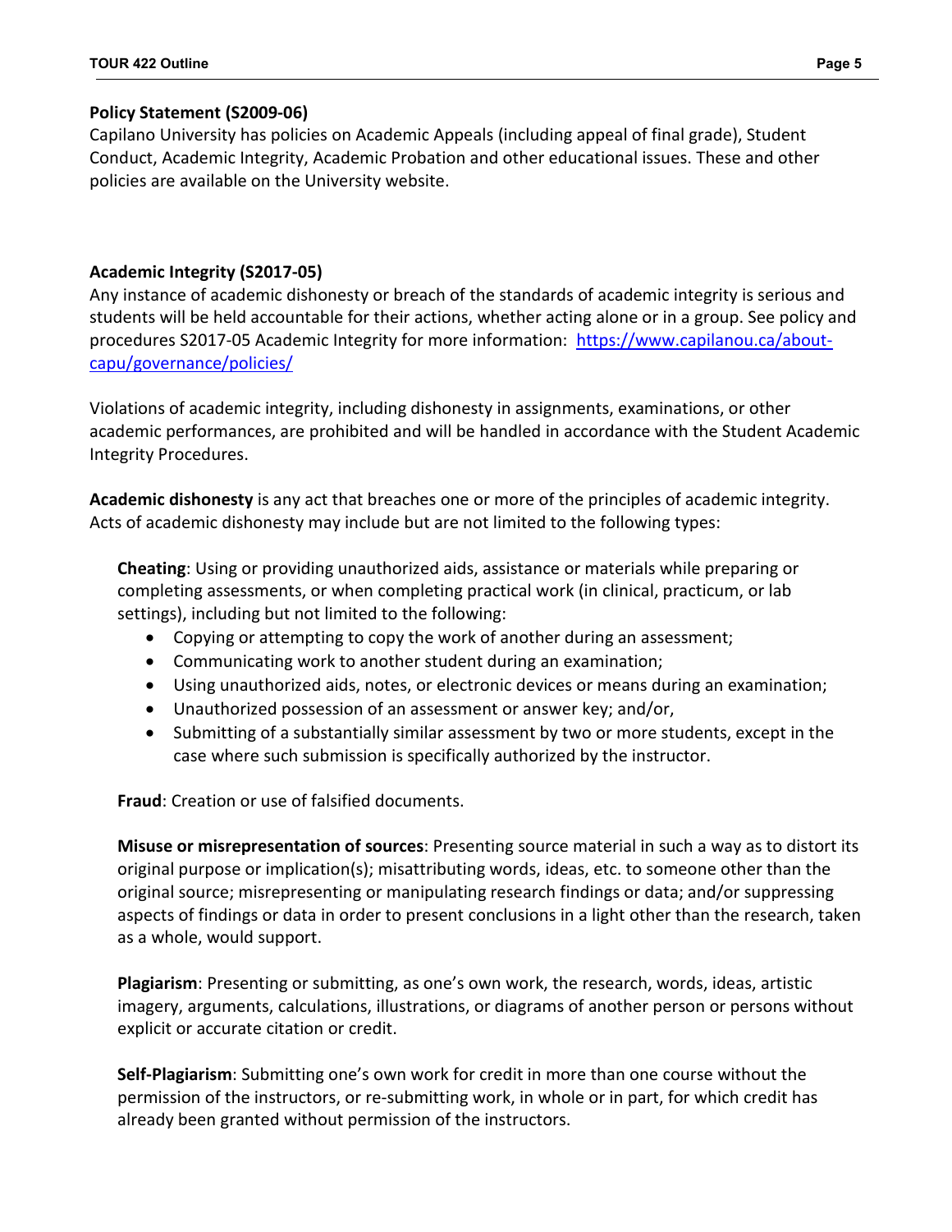**Policy Statement (S2009-06)**

Capilano University has policies on Academic Appeals (including appeal of final grade), Student Conduct, Academic Integrity, Academic Probation and other educational issues. These and other policies are available on the University website.

**Academic Integrity (S2017-05)**

Any instance of academic dishonesty or breach of the standards of academic integrity is serious and students will be held accountable for their actions, whether acting alone or in a group. See policy and procedures S2017-05 Academic Integrity for more information: [https://www.capilanou.ca/about-capu/governance/policies/](https://www.capilanou.ca/about-capu/governance/policies/)

Violations of academic integrity, including dishonesty in assignments, examinations, or other academic performances, are prohibited and will be handled in accordance with the Student Academic Integrity Procedures.

**Academic dishonesty** is any act that breaches one or more of the principles of academic integrity. Acts of academic dishonesty may include but are not limited to the following types:

**Cheating**: Using or providing unauthorized aids, assistance or materials while preparing or completing assessments, or when completing practical work (in clinical, practicum, or lab settings), including but not limited to the following:

- Copying or attempting to copy the work of another during an assessment;
- Communicating work to another student during an examination;
- Using unauthorized aids, notes, or electronic devices or means during an examination;
- Unauthorized possession of an assessment or answer key; and/or,
- Submitting of a substantially similar assessment by two or more students, except in the case where such submission is specifically authorized by the instructor.

**Fraud**: Creation or use of falsified documents.

**Misuse or misrepresentation of sources**: Presenting source material in such a way as to distort its original purpose or implication(s); misattributing words, ideas, etc. to someone other than the original source; misrepresenting or manipulating research findings or data; and/or suppressing aspects of findings or data in order to present conclusions in a light other than the research, taken as a whole, would support.

**Plagiarism**: Presenting or submitting, as one's own work, the research, words, ideas, artistic imagery, arguments, calculations, illustrations, or diagrams of another person or persons without explicit or accurate citation or credit.

**Self-Plagiarism**: Submitting one's own work for credit in more than one course without the permission of the instructors, or re-submitting work, in whole or in part, for which credit has already been granted without permission of the instructors.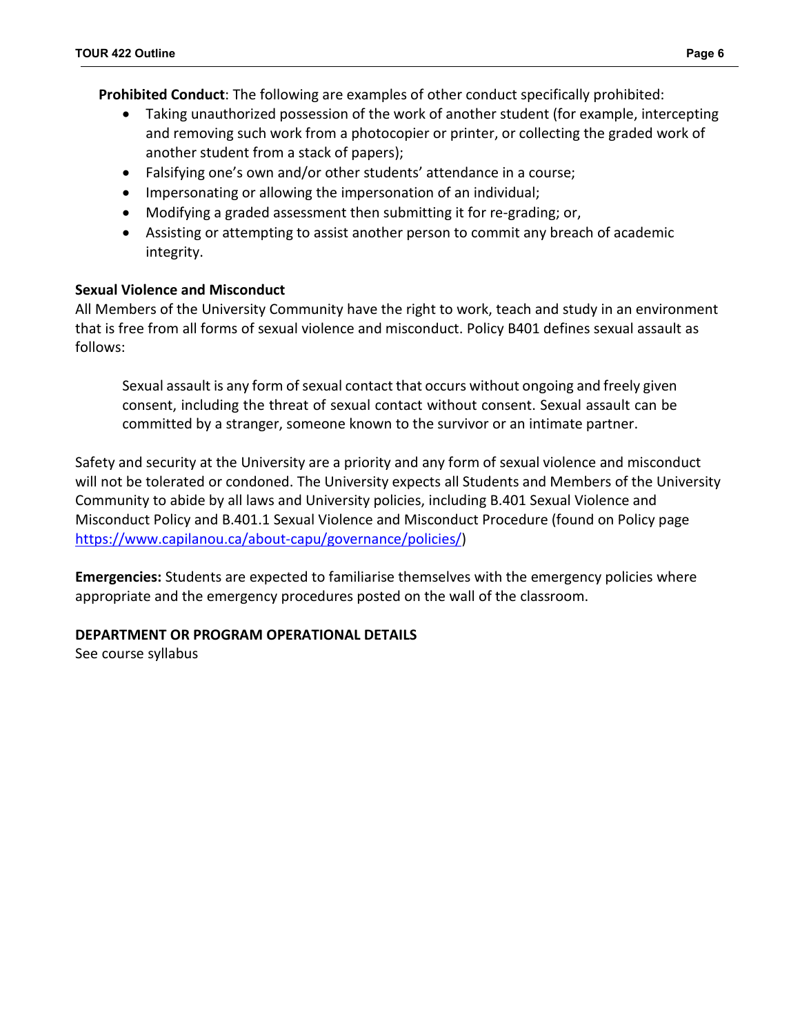**Prohibited Conduct**: The following are examples of other conduct specifically prohibited:

- Taking unauthorized possession of the work of another student (for example, intercepting and removing such work from a photocopier or printer, or collecting the graded work of another student from a stack of papers);
- Falsifying one's own and/or other students' attendance in a course;
- Impersonating or allowing the impersonation of an individual;
- Modifying a graded assessment then submitting it for re-grading; or,
- Assisting or attempting to assist another person to commit any breach of academic integrity.

**Sexual Violence and Misconduct**

All Members of the University Community have the right to work, teach and study in an environment that is free from all forms of sexual violence and misconduct. Policy B401 defines sexual assault as follows:

> Sexual assault is any form of sexual contact that occurs without ongoing and freely given consent, including the threat of sexual contact without consent. Sexual assault can be committed by a stranger, someone known to the survivor or an intimate partner.

Safety and security at the University are a priority and any form of sexual violence and misconduct will not be tolerated or condoned. The University expects all Students and Members of the University Community to abide by all laws and University policies, including B.401 Sexual Violence and Misconduct Policy and B.401.1 Sexual Violence and Misconduct Procedure (found on Policy page https://www.capilanou.ca/about-capu/governance/policies/)

**Emergencies:** Students are expected to familiarise themselves with the emergency policies where appropriate and the emergency procedures posted on the wall of the classroom.

**DEPARTMENT OR PROGRAM OPERATIONAL DETAILS**

See course syllabus